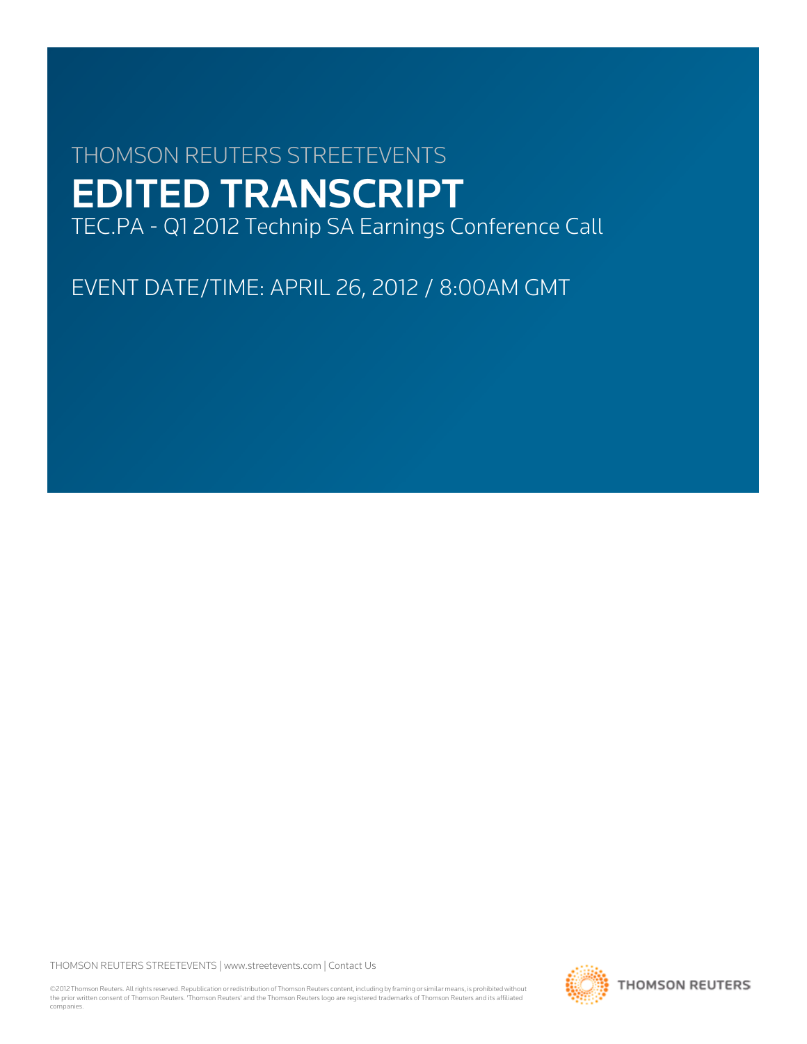THOMSON REUTERS STREETEVENTS

# EDITED TRANSCRIPT

TEC.PA - Q1 2012 Technip SA Earnings Conference Call

EVENT DATE/TIME: APRIL 26, 2012 / 8:00AM GMT

THOMSON REUTERS STREETEVENTS | www.streetevents.com | Contact Us

©2012 Thomson Reuters. All rights reserved. Republication or redistribution of Thomson Reuters content, including by framing or similar means, is prohibited without the prior written consent of Thomson Reuters. 'Thomson Reuters' and the Thomson Reuters logo are registered trademarks of Thomson Reuters and its affiliated companies.

THOMSON REUTERS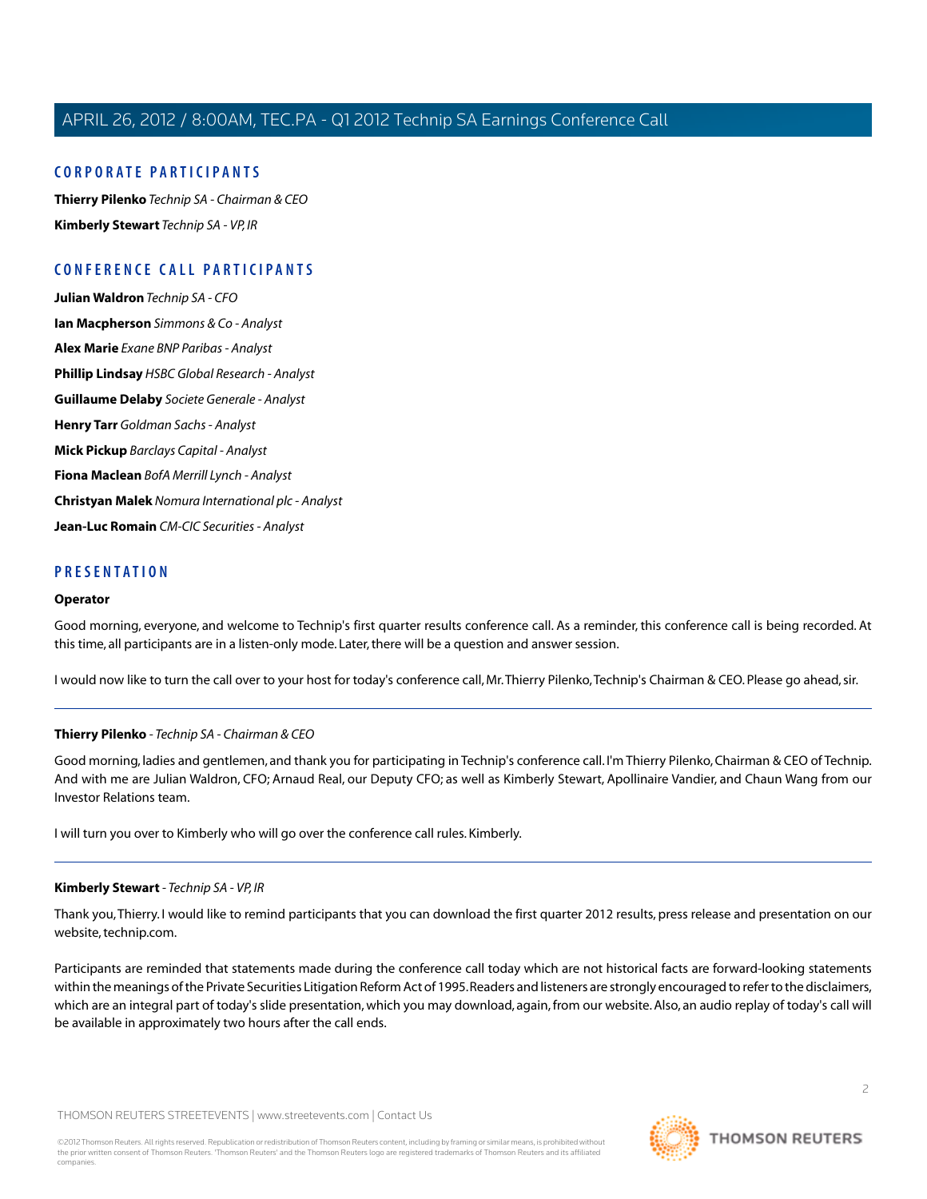## CORPORATE PARTICIPANTS

**Thierry Pilenko** *Technip SA - Chairman & CEO*

**Kimberly Stewart** *Technip SA - VP, IR*

## CONFERENCE CALL PARTICIPANTS

**Julian Waldron** *Technip SA - CFO*

**Ian Macpherson** *Simmons & Co - Analyst*

**Alex Marie** *Exane BNP Paribas - Analyst*

**Phillip Lindsay** *HSBC Global Research - Analyst*

**Guillaume Delaby** *Societe Generale - Analyst*

**Henry Tarr** *Goldman Sachs - Analyst*

**Mick Pickup** *Barclays Capital - Analyst*

**Fiona Maclean** *BofA Merrill Lynch - Analyst*

**Christyan Malek** *Nomura International plc - Analyst*

**Jean-Luc Romain** *CM-CIC Securities - Analyst*

## PRESENTATION

**Operator**

Good morning, everyone, and welcome to Technip's first quarter results conference call. As a reminder, this conference call is being recorded. At this time, all participants are in a listen-only mode. Later, there will be a question and answer session.

I would now like to turn the call over to your host for today's conference call, Mr. Thierry Pilenko, Technip's Chairman & CEO. Please go ahead, sir.

---

**Thierry Pilenko** - *Technip SA - Chairman & CEO*

Good morning, ladies and gentlemen, and thank you for participating in Technip's conference call. I'm Thierry Pilenko, Chairman & CEO of Technip. And with me are Julian Waldron, CFO; Arnaud Real, our Deputy CFO; as well as Kimberly Stewart, Apollinaire Vandier, and Chaun Wang from our Investor Relations team.

I will turn you over to Kimberly who will go over the conference call rules. Kimberly.

---

**Kimberly Stewart** - *Technip SA - VP, IR*

Thank you, Thierry. I would like to remind participants that you can download the first quarter 2012 results, press release and presentation on our website, technip.com.

Participants are reminded that statements made during the conference call today which are not historical facts are forward-looking statements within the meanings of the Private Securities Litigation Reform Act of 1995. Readers and listeners are strongly encouraged to refer to the disclaimers, which are an integral part of today's slide presentation, which you may download, again, from our website. Also, an audio replay of today's call will be available in approximately two hours after the call ends.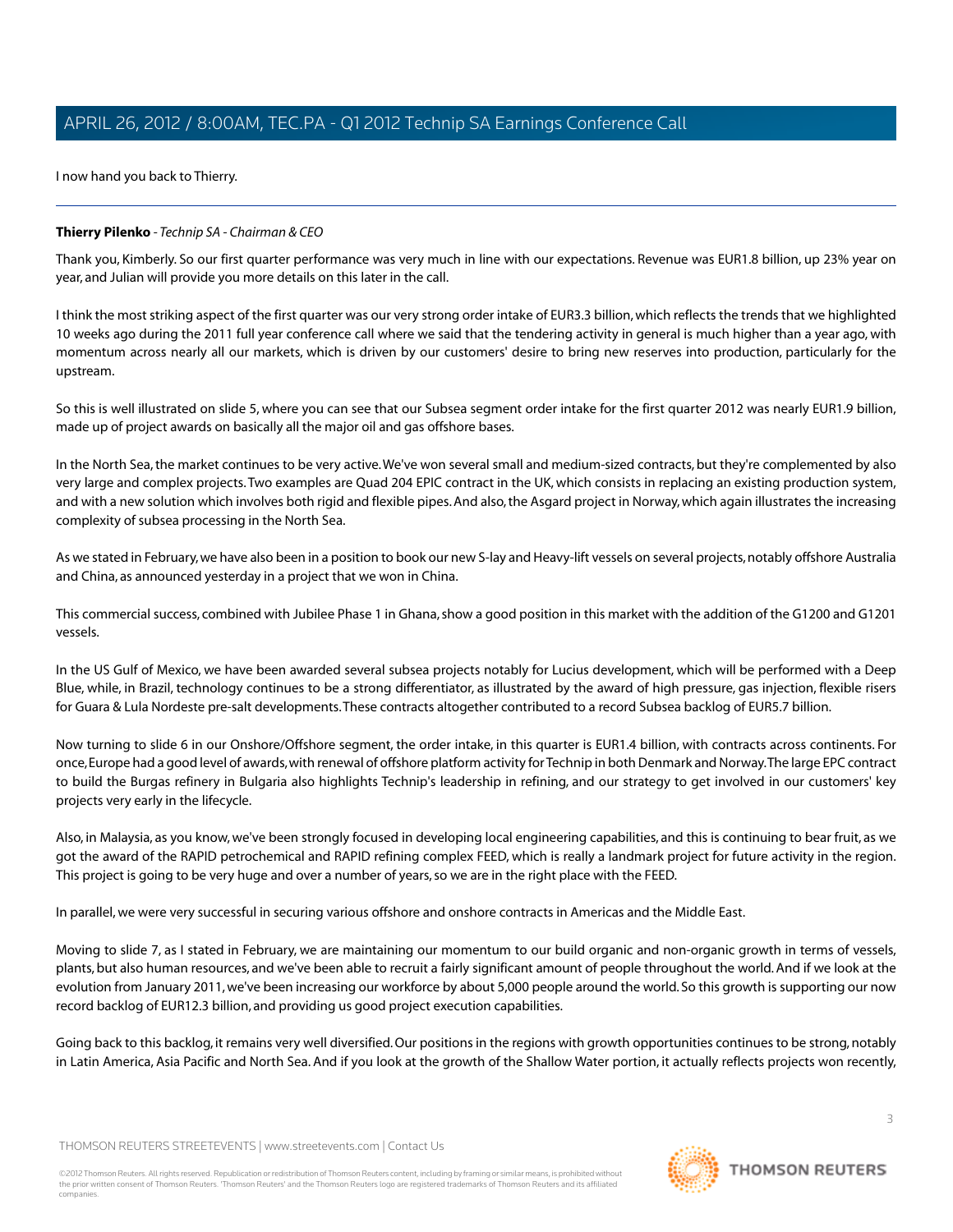I now hand you back to Thierry.

---

**Thierry Pilenko** - *Technip SA - Chairman & CEO*

Thank you, Kimberly. So our first quarter performance was very much in line with our expectations. Revenue was EUR1.8 billion, up 23% year on year, and Julian will provide you more details on this later in the call.

I think the most striking aspect of the first quarter was our very strong order intake of EUR3.3 billion, which reflects the trends that we highlighted 10 weeks ago during the 2011 full year conference call where we said that the tendering activity in general is much higher than a year ago, with momentum across nearly all our markets, which is driven by our customers' desire to bring new reserves into production, particularly for the upstream.

So this is well illustrated on slide 5, where you can see that our Subsea segment order intake for the first quarter 2012 was nearly EUR1.9 billion, made up of project awards on basically all the major oil and gas offshore bases.

In the North Sea, the market continues to be very active. We've won several small and medium-sized contracts, but they're complemented by also very large and complex projects. Two examples are Quad 204 EPIC contract in the UK, which consists in replacing an existing production system, and with a new solution which involves both rigid and flexible pipes. And also, the Asgard project in Norway, which again illustrates the increasing complexity of subsea processing in the North Sea.

As we stated in February, we have also been in a position to book our new S-lay and Heavy-lift vessels on several projects, notably offshore Australia and China, as announced yesterday in a project that we won in China.

This commercial success, combined with Jubilee Phase 1 in Ghana, show a good position in this market with the addition of the G1200 and G1201 vessels.

In the US Gulf of Mexico, we have been awarded several subsea projects notably for Lucius development, which will be performed with a Deep Blue, while, in Brazil, technology continues to be a strong differentiator, as illustrated by the award of high pressure, gas injection, flexible risers for Guara & Lula Nordeste pre-salt developments. These contracts altogether contributed to a record Subsea backlog of EUR5.7 billion.

Now turning to slide 6 in our Onshore/Offshore segment, the order intake, in this quarter is EUR1.4 billion, with contracts across continents. For once, Europe had a good level of awards, with renewal of offshore platform activity for Technip in both Denmark and Norway. The large EPC contract to build the Burgas refinery in Bulgaria also highlights Technip's leadership in refining, and our strategy to get involved in our customers' key projects very early in the lifecycle.

Also, in Malaysia, as you know, we've been strongly focused in developing local engineering capabilities, and this is continuing to bear fruit, as we got the award of the RAPID petrochemical and RAPID refining complex FEED, which is really a landmark project for future activity in the region. This project is going to be very huge and over a number of years, so we are in the right place with the FEED.

In parallel, we were very successful in securing various offshore and onshore contracts in Americas and the Middle East.

Moving to slide 7, as I stated in February, we are maintaining our momentum to our build organic and non-organic growth in terms of vessels, plants, but also human resources, and we've been able to recruit a fairly significant amount of people throughout the world. And if we look at the evolution from January 2011, we've been increasing our workforce by about 5,000 people around the world. So this growth is supporting our now record backlog of EUR12.3 billion, and providing us good project execution capabilities.

Going back to this backlog, it remains very well diversified. Our positions in the regions with growth opportunities continues to be strong, notably in Latin America, Asia Pacific and North Sea. And if you look at the growth of the Shallow Water portion, it actually reflects projects won recently,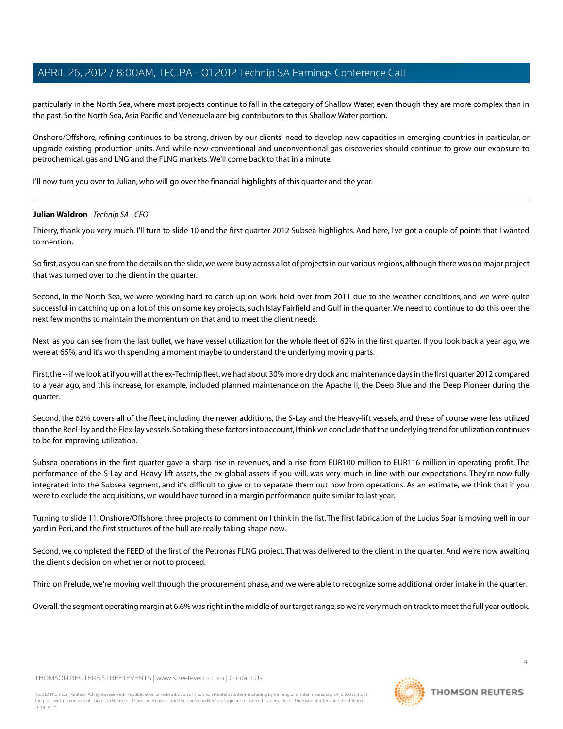particularly in the North Sea, where most projects continue to fall in the category of Shallow Water, even though they are more complex than in the past. So the North Sea, Asia Pacific and Venezuela are big contributors to this Shallow Water portion.

Onshore/Offshore, refining continues to be strong, driven by our clients' need to develop new capacities in emerging countries in particular, or upgrade existing production units. And while new conventional and unconventional gas discoveries should continue to grow our exposure to petrochemical, gas and LNG and the FLNG markets. We'll come back to that in a minute.

I'll now turn you over to Julian, who will go over the financial highlights of this quarter and the year.

---

**Julian Waldron** - *Technip SA - CFO*

Thierry, thank you very much. I'll turn to slide 10 and the first quarter 2012 Subsea highlights. And here, I've got a couple of points that I wanted to mention.

So first, as you can see from the details on the slide, we were busy across a lot of projects in our various regions, although there was no major project that was turned over to the client in the quarter.

Second, in the North Sea, we were working hard to catch up on work held over from 2011 due to the weather conditions, and we were quite successful in catching up on a lot of this on some key projects, such Islay Fairfield and Gulf in the quarter. We need to continue to do this over the next few months to maintain the momentum on that and to meet the client needs.

Next, as you can see from the last bullet, we have vessel utilization for the whole fleet of 62% in the first quarter. If you look back a year ago, we were at 65%, and it's worth spending a moment maybe to understand the underlying moving parts.

First, the -- if we look at if you will at the ex-Technip fleet, we had about 30% more dry dock and maintenance days in the first quarter 2012 compared to a year ago, and this increase, for example, included planned maintenance on the Apache II, the Deep Blue and the Deep Pioneer during the quarter.

Second, the 62% covers all of the fleet, including the newer additions, the S-Lay and the Heavy-lift vessels, and these of course were less utilized than the Reel-lay and the Flex-lay vessels. So taking these factors into account, I think we conclude that the underlying trend for utilization continues to be for improving utilization.

Subsea operations in the first quarter gave a sharp rise in revenues, and a rise from EUR100 million to EUR116 million in operating profit. The performance of the S-Lay and Heavy-lift assets, the ex-global assets if you will, was very much in line with our expectations. They're now fully integrated into the Subsea segment, and it's difficult to give or to separate them out now from operations. As an estimate, we think that if you were to exclude the acquisitions, we would have turned in a margin performance quite similar to last year.

Turning to slide 11, Onshore/Offshore, three projects to comment on I think in the list. The first fabrication of the Lucius Spar is moving well in our yard in Pori, and the first structures of the hull are really taking shape now.

Second, we completed the FEED of the first of the Petronas FLNG project. That was delivered to the client in the quarter. And we're now awaiting the client's decision on whether or not to proceed.

Third on Prelude, we're moving well through the procurement phase, and we were able to recognize some additional order intake in the quarter.

Overall, the segment operating margin at 6.6% was right in the middle of our target range, so we're very much on track to meet the full year outlook.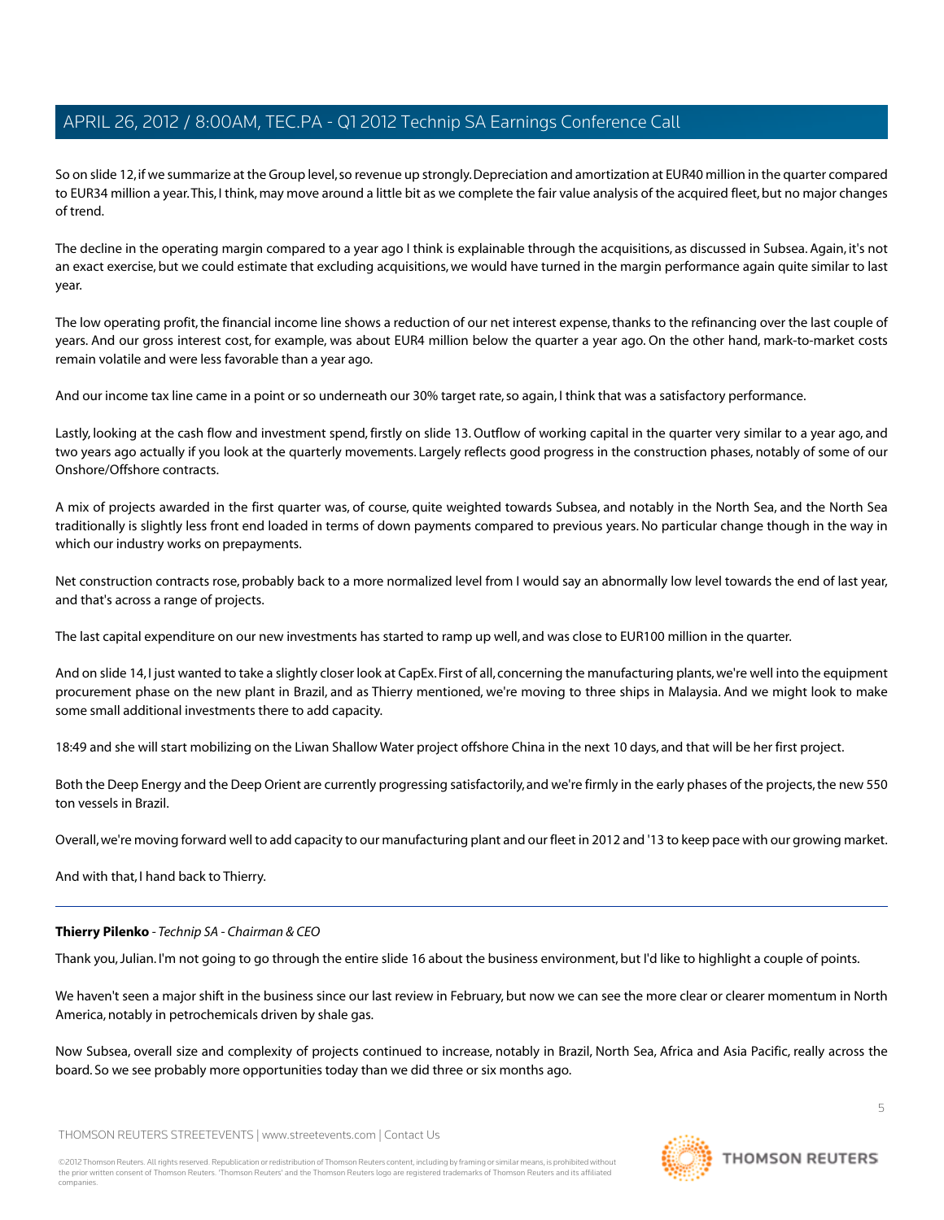So on slide 12, if we summarize at the Group level, so revenue up strongly. Depreciation and amortization at EUR40 million in the quarter compared to EUR34 million a year. This, I think, may move around a little bit as we complete the fair value analysis of the acquired fleet, but no major changes of trend.

The decline in the operating margin compared to a year ago I think is explainable through the acquisitions, as discussed in Subsea. Again, it's not an exact exercise, but we could estimate that excluding acquisitions, we would have turned in the margin performance again quite similar to last year.

The low operating profit, the financial income line shows a reduction of our net interest expense, thanks to the refinancing over the last couple of years. And our gross interest cost, for example, was about EUR4 million below the quarter a year ago. On the other hand, mark-to-market costs remain volatile and were less favorable than a year ago.

And our income tax line came in a point or so underneath our 30% target rate, so again, I think that was a satisfactory performance.

Lastly, looking at the cash flow and investment spend, firstly on slide 13. Outflow of working capital in the quarter very similar to a year ago, and two years ago actually if you look at the quarterly movements. Largely reflects good progress in the construction phases, notably of some of our Onshore/Offshore contracts.

A mix of projects awarded in the first quarter was, of course, quite weighted towards Subsea, and notably in the North Sea, and the North Sea traditionally is slightly less front end loaded in terms of down payments compared to previous years. No particular change though in the way in which our industry works on prepayments.

Net construction contracts rose, probably back to a more normalized level from I would say an abnormally low level towards the end of last year, and that's across a range of projects.

The last capital expenditure on our new investments has started to ramp up well, and was close to EUR100 million in the quarter.

And on slide 14, I just wanted to take a slightly closer look at CapEx. First of all, concerning the manufacturing plants, we're well into the equipment procurement phase on the new plant in Brazil, and as Thierry mentioned, we're moving to three ships in Malaysia. And we might look to make some small additional investments there to add capacity.

18:49 and she will start mobilizing on the Liwan Shallow Water project offshore China in the next 10 days, and that will be her first project.

Both the Deep Energy and the Deep Orient are currently progressing satisfactorily, and we're firmly in the early phases of the projects, the new 550 ton vessels in Brazil.

Overall, we're moving forward well to add capacity to our manufacturing plant and our fleet in 2012 and '13 to keep pace with our growing market.

And with that, I hand back to Thierry.

---

**Thierry Pilenko** - *Technip SA - Chairman & CEO*

Thank you, Julian. I'm not going to go through the entire slide 16 about the business environment, but I'd like to highlight a couple of points.

We haven't seen a major shift in the business since our last review in February, but now we can see the more clear or clearer momentum in North America, notably in petrochemicals driven by shale gas.

Now Subsea, overall size and complexity of projects continued to increase, notably in Brazil, North Sea, Africa and Asia Pacific, really across the board. So we see probably more opportunities today than we did three or six months ago.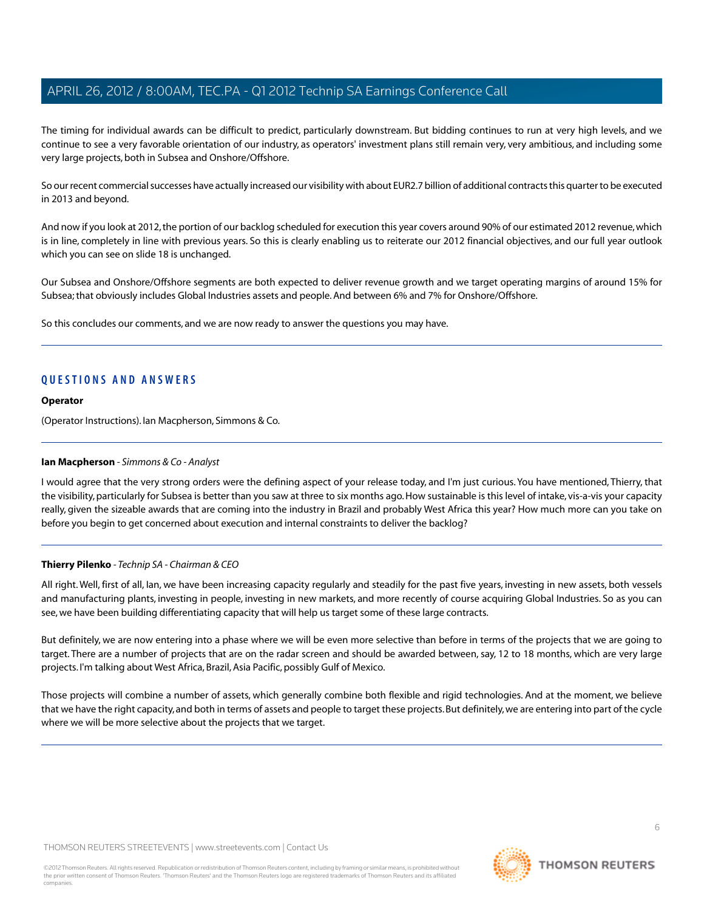The timing for individual awards can be difficult to predict, particularly downstream. But bidding continues to run at very high levels, and we continue to see a very favorable orientation of our industry, as operators' investment plans still remain very, very ambitious, and including some very large projects, both in Subsea and Onshore/Offshore.

So our recent commercial successes have actually increased our visibility with about EUR2.7 billion of additional contracts this quarter to be executed in 2013 and beyond.

And now if you look at 2012, the portion of our backlog scheduled for execution this year covers around 90% of our estimated 2012 revenue, which is in line, completely in line with previous years. So this is clearly enabling us to reiterate our 2012 financial objectives, and our full year outlook which you can see on slide 18 is unchanged.

Our Subsea and Onshore/Offshore segments are both expected to deliver revenue growth and we target operating margins of around 15% for Subsea; that obviously includes Global Industries assets and people. And between 6% and 7% for Onshore/Offshore.

So this concludes our comments, and we are now ready to answer the questions you may have.

## QUESTIONS AND ANSWERS

**Operator**

(Operator Instructions). Ian Macpherson, Simmons & Co.

**Ian Macpherson** - *Simmons & Co - Analyst*

I would agree that the very strong orders were the defining aspect of your release today, and I'm just curious. You have mentioned, Thierry, that the visibility, particularly for Subsea is better than you saw at three to six months ago. How sustainable is this level of intake, vis-a-vis your capacity really, given the sizeable awards that are coming into the industry in Brazil and probably West Africa this year? How much more can you take on before you begin to get concerned about execution and internal constraints to deliver the backlog?

**Thierry Pilenko** - *Technip SA - Chairman & CEO*

All right. Well, first of all, Ian, we have been increasing capacity regularly and steadily for the past five years, investing in new assets, both vessels and manufacturing plants, investing in people, investing in new markets, and more recently of course acquiring Global Industries. So as you can see, we have been building differentiating capacity that will help us target some of these large contracts.

But definitely, we are now entering into a phase where we will be even more selective than before in terms of the projects that we are going to target. There are a number of projects that are on the radar screen and should be awarded between, say, 12 to 18 months, which are very large projects. I'm talking about West Africa, Brazil, Asia Pacific, possibly Gulf of Mexico.

Those projects will combine a number of assets, which generally combine both flexible and rigid technologies. And at the moment, we believe that we have the right capacity, and both in terms of assets and people to target these projects. But definitely, we are entering into part of the cycle where we will be more selective about the projects that we target.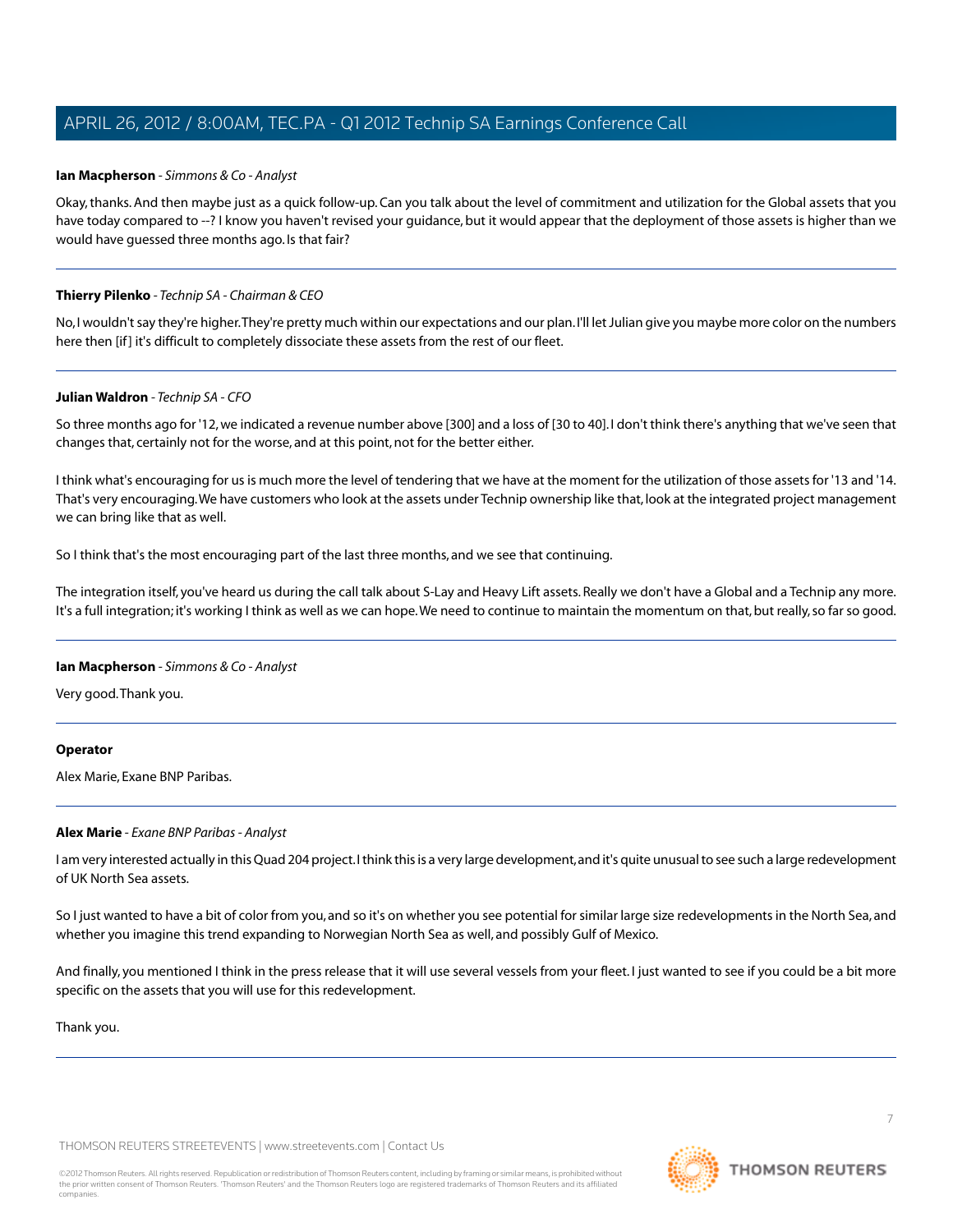**Ian Macpherson** - *Simmons & Co - Analyst*

Okay, thanks. And then maybe just as a quick follow-up. Can you talk about the level of commitment and utilization for the Global assets that you have today compared to --? I know you haven't revised your guidance, but it would appear that the deployment of those assets is higher than we would have guessed three months ago. Is that fair?

---

**Thierry Pilenko** - *Technip SA - Chairman & CEO*

No, I wouldn't say they're higher. They're pretty much within our expectations and our plan. I'll let Julian give you maybe more color on the numbers here then [if] it's difficult to completely dissociate these assets from the rest of our fleet.

---

**Julian Waldron** - *Technip SA - CFO*

So three months ago for '12, we indicated a revenue number above [300] and a loss of [30 to 40]. I don't think there's anything that we've seen that changes that, certainly not for the worse, and at this point, not for the better either.

I think what's encouraging for us is much more the level of tendering that we have at the moment for the utilization of those assets for '13 and '14. That's very encouraging. We have customers who look at the assets under Technip ownership like that, look at the integrated project management we can bring like that as well.

So I think that's the most encouraging part of the last three months, and we see that continuing.

The integration itself, you've heard us during the call talk about S-Lay and Heavy Lift assets. Really we don't have a Global and a Technip any more. It's a full integration; it's working I think as well as we can hope. We need to continue to maintain the momentum on that, but really, so far so good.

---

**Ian Macpherson** - *Simmons & Co - Analyst*

Very good. Thank you.

---

**Operator**

Alex Marie, Exane BNP Paribas.

---

**Alex Marie** - *Exane BNP Paribas - Analyst*

I am very interested actually in this Quad 204 project. I think this is a very large development, and it's quite unusual to see such a large redevelopment of UK North Sea assets.

So I just wanted to have a bit of color from you, and so it's on whether you see potential for similar large size redevelopments in the North Sea, and whether you imagine this trend expanding to Norwegian North Sea as well, and possibly Gulf of Mexico.

And finally, you mentioned I think in the press release that it will use several vessels from your fleet. I just wanted to see if you could be a bit more specific on the assets that you will use for this redevelopment.

Thank you.

---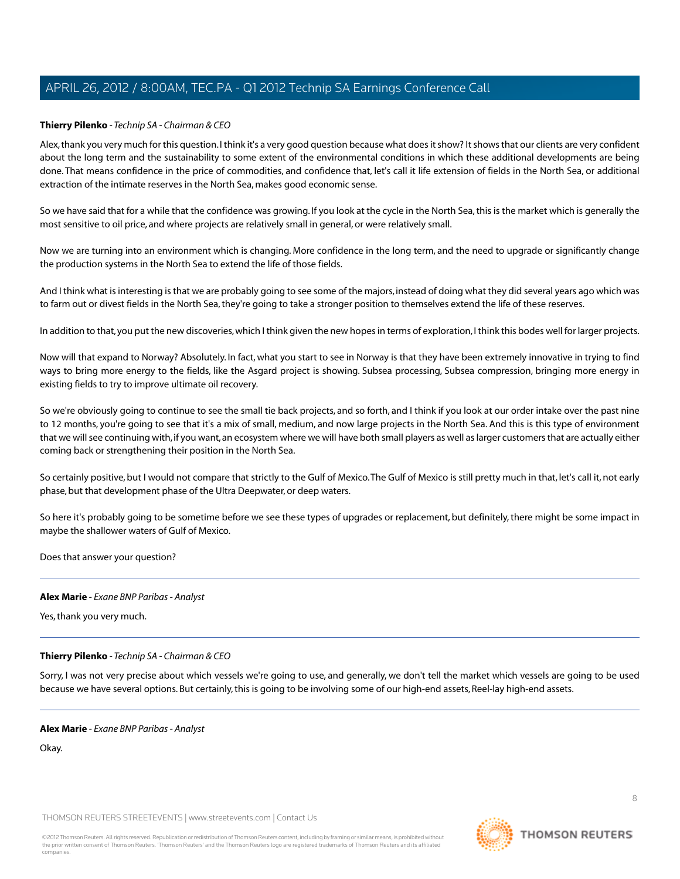**Thierry Pilenko** - *Technip SA - Chairman & CEO*

Alex, thank you very much for this question. I think it's a very good question because what does it show? It shows that our clients are very confident about the long term and the sustainability to some extent of the environmental conditions in which these additional developments are being done. That means confidence in the price of commodities, and confidence that, let's call it life extension of fields in the North Sea, or additional extraction of the intimate reserves in the North Sea, makes good economic sense.

So we have said that for a while that the confidence was growing. If you look at the cycle in the North Sea, this is the market which is generally the most sensitive to oil price, and where projects are relatively small in general, or were relatively small.

Now we are turning into an environment which is changing. More confidence in the long term, and the need to upgrade or significantly change the production systems in the North Sea to extend the life of those fields.

And I think what is interesting is that we are probably going to see some of the majors, instead of doing what they did several years ago which was to farm out or divest fields in the North Sea, they're going to take a stronger position to themselves extend the life of these reserves.

In addition to that, you put the new discoveries, which I think given the new hopes in terms of exploration, I think this bodes well for larger projects.

Now will that expand to Norway? Absolutely. In fact, what you start to see in Norway is that they have been extremely innovative in trying to find ways to bring more energy to the fields, like the Asgard project is showing. Subsea processing, Subsea compression, bringing more energy in existing fields to try to improve ultimate oil recovery.

So we're obviously going to continue to see the small tie back projects, and so forth, and I think if you look at our order intake over the past nine to 12 months, you're going to see that it's a mix of small, medium, and now large projects in the North Sea. And this is this type of environment that we will see continuing with, if you want, an ecosystem where we will have both small players as well as larger customers that are actually either coming back or strengthening their position in the North Sea.

So certainly positive, but I would not compare that strictly to the Gulf of Mexico. The Gulf of Mexico is still pretty much in that, let's call it, not early phase, but that development phase of the Ultra Deepwater, or deep waters.

So here it's probably going to be sometime before we see these types of upgrades or replacement, but definitely, there might be some impact in maybe the shallower waters of Gulf of Mexico.

Does that answer your question?

---

**Alex Marie** - *Exane BNP Paribas - Analyst*

Yes, thank you very much.

---

**Thierry Pilenko** - *Technip SA - Chairman & CEO*

Sorry, I was not very precise about which vessels we're going to use, and generally, we don't tell the market which vessels are going to be used because we have several options. But certainly, this is going to be involving some of our high-end assets, Reel-lay high-end assets.

---

**Alex Marie** - *Exane BNP Paribas - Analyst*

Okay.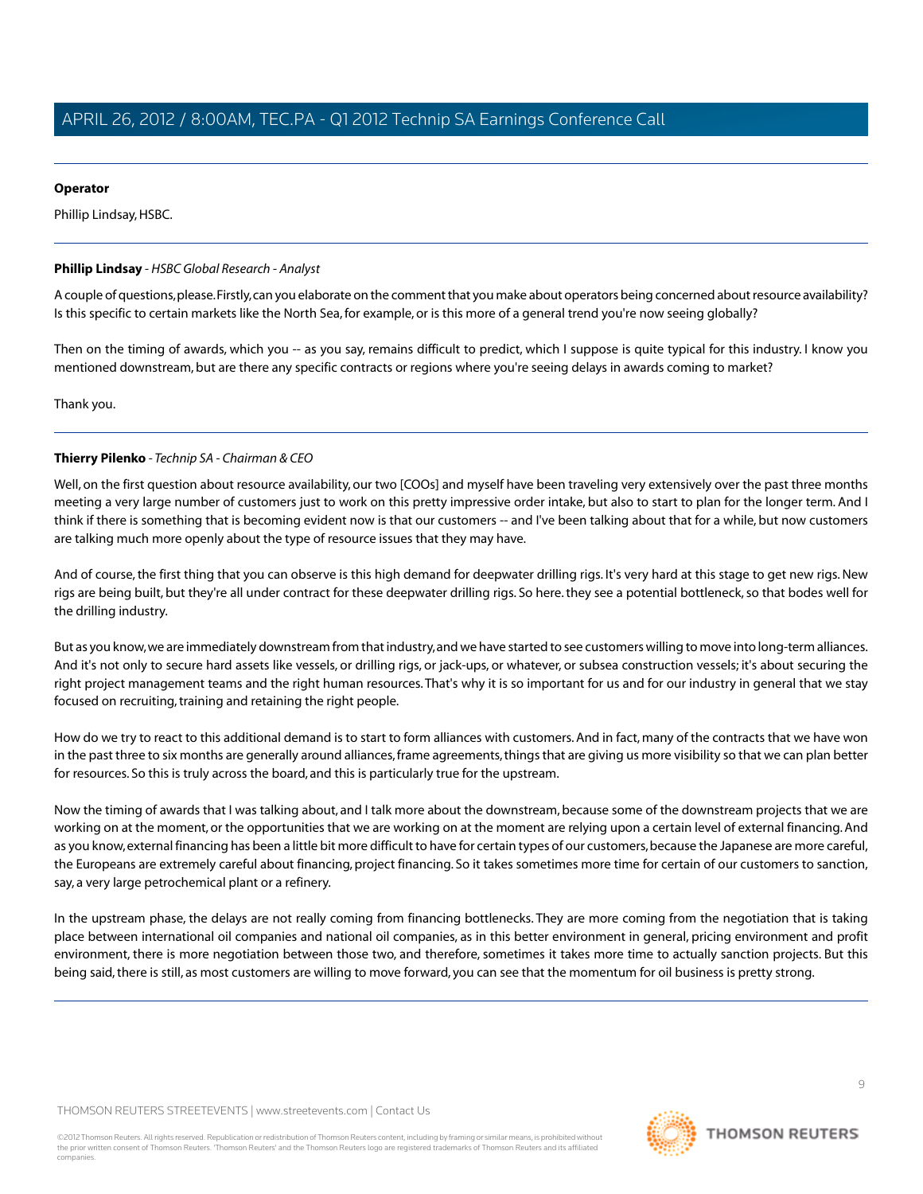**Operator**

Phillip Lindsay, HSBC.

---

**Phillip Lindsay** - *HSBC Global Research - Analyst*

A couple of questions, please. Firstly, can you elaborate on the comment that you make about operators being concerned about resource availability? Is this specific to certain markets like the North Sea, for example, or is this more of a general trend you're now seeing globally?

Then on the timing of awards, which you -- as you say, remains difficult to predict, which I suppose is quite typical for this industry. I know you mentioned downstream, but are there any specific contracts or regions where you're seeing delays in awards coming to market?

Thank you.

---

**Thierry Pilenko** - *Technip SA - Chairman & CEO*

Well, on the first question about resource availability, our two [COOs] and myself have been traveling very extensively over the past three months meeting a very large number of customers just to work on this pretty impressive order intake, but also to start to plan for the longer term. And I think if there is something that is becoming evident now is that our customers -- and I've been talking about that for a while, but now customers are talking much more openly about the type of resource issues that they may have.

And of course, the first thing that you can observe is this high demand for deepwater drilling rigs. It's very hard at this stage to get new rigs. New rigs are being built, but they're all under contract for these deepwater drilling rigs. So here. they see a potential bottleneck, so that bodes well for the drilling industry.

But as you know, we are immediately downstream from that industry, and we have started to see customers willing to move into long-term alliances. And it's not only to secure hard assets like vessels, or drilling rigs, or jack-ups, or whatever, or subsea construction vessels; it's about securing the right project management teams and the right human resources. That's why it is so important for us and for our industry in general that we stay focused on recruiting, training and retaining the right people.

How do we try to react to this additional demand is to start to form alliances with customers. And in fact, many of the contracts that we have won in the past three to six months are generally around alliances, frame agreements, things that are giving us more visibility so that we can plan better for resources. So this is truly across the board, and this is particularly true for the upstream.

Now the timing of awards that I was talking about, and I talk more about the downstream, because some of the downstream projects that we are working on at the moment, or the opportunities that we are working on at the moment are relying upon a certain level of external financing. And as you know, external financing has been a little bit more difficult to have for certain types of our customers, because the Japanese are more careful, the Europeans are extremely careful about financing, project financing. So it takes sometimes more time for certain of our customers to sanction, say, a very large petrochemical plant or a refinery.

In the upstream phase, the delays are not really coming from financing bottlenecks. They are more coming from the negotiation that is taking place between international oil companies and national oil companies, as in this better environment in general, pricing environment and profit environment, there is more negotiation between those two, and therefore, sometimes it takes more time to actually sanction projects. But this being said, there is still, as most customers are willing to move forward, you can see that the momentum for oil business is pretty strong.

---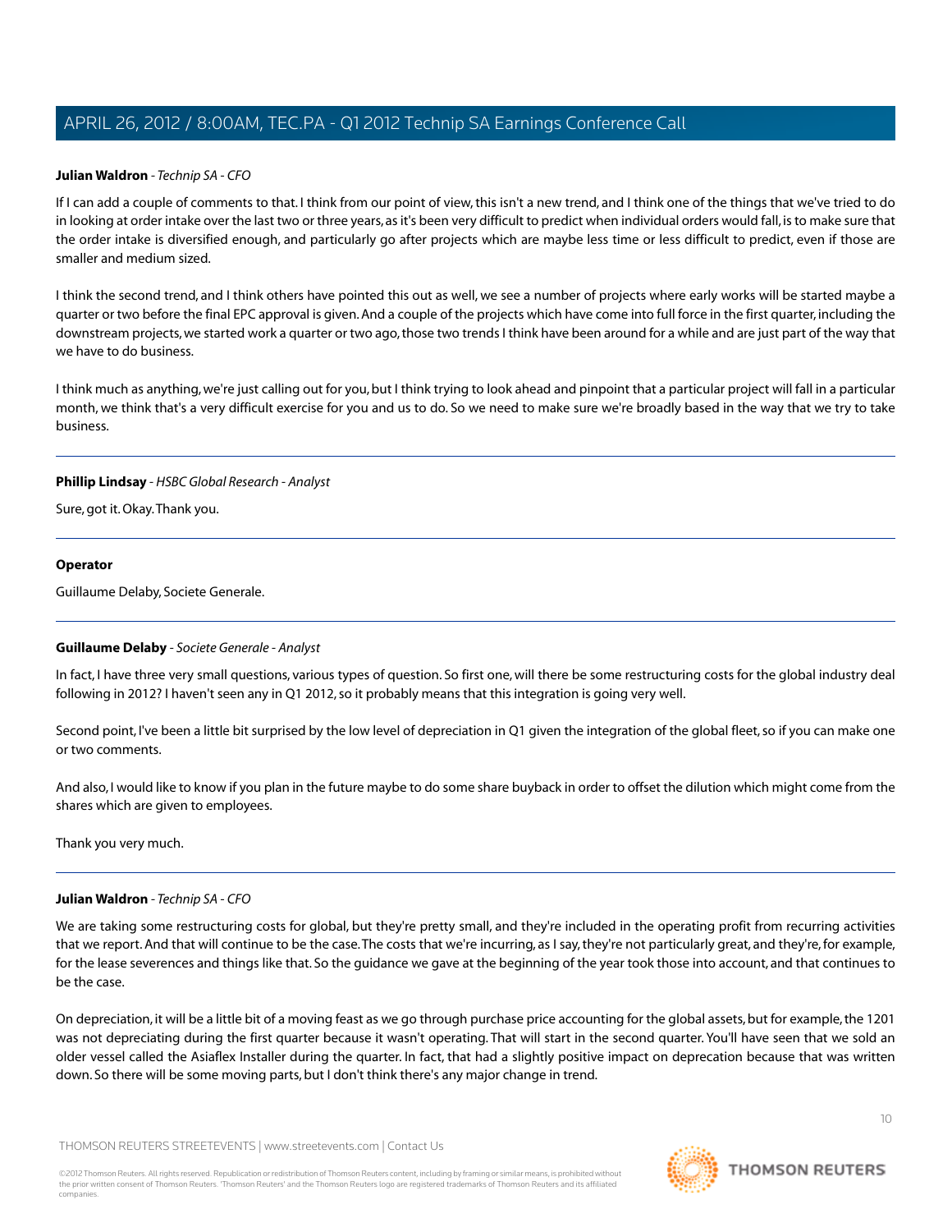**Julian Waldron** - *Technip SA - CFO*

If I can add a couple of comments to that. I think from our point of view, this isn't a new trend, and I think one of the things that we've tried to do in looking at order intake over the last two or three years, as it's been very difficult to predict when individual orders would fall, is to make sure that the order intake is diversified enough, and particularly go after projects which are maybe less time or less difficult to predict, even if those are smaller and medium sized.

I think the second trend, and I think others have pointed this out as well, we see a number of projects where early works will be started maybe a quarter or two before the final EPC approval is given. And a couple of the projects which have come into full force in the first quarter, including the downstream projects, we started work a quarter or two ago, those two trends I think have been around for a while and are just part of the way that we have to do business.

I think much as anything, we're just calling out for you, but I think trying to look ahead and pinpoint that a particular project will fall in a particular month, we think that's a very difficult exercise for you and us to do. So we need to make sure we're broadly based in the way that we try to take business.

---

**Phillip Lindsay** - *HSBC Global Research - Analyst*

Sure, got it. Okay. Thank you.

---

**Operator**

Guillaume Delaby, Societe Generale.

---

**Guillaume Delaby** - *Societe Generale - Analyst*

In fact, I have three very small questions, various types of question. So first one, will there be some restructuring costs for the global industry deal following in 2012? I haven't seen any in Q1 2012, so it probably means that this integration is going very well.

Second point, I've been a little bit surprised by the low level of depreciation in Q1 given the integration of the global fleet, so if you can make one or two comments.

And also, I would like to know if you plan in the future maybe to do some share buyback in order to offset the dilution which might come from the shares which are given to employees.

Thank you very much.

---

**Julian Waldron** - *Technip SA - CFO*

We are taking some restructuring costs for global, but they're pretty small, and they're included in the operating profit from recurring activities that we report. And that will continue to be the case. The costs that we're incurring, as I say, they're not particularly great, and they're, for example, for the lease severences and things like that. So the guidance we gave at the beginning of the year took those into account, and that continues to be the case.

On depreciation, it will be a little bit of a moving feast as we go through purchase price accounting for the global assets, but for example, the 1201 was not depreciating during the first quarter because it wasn't operating. That will start in the second quarter. You'll have seen that we sold an older vessel called the Asiaflex Installer during the quarter. In fact, that had a slightly positive impact on deprecation because that was written down. So there will be some moving parts, but I don't think there's any major change in trend.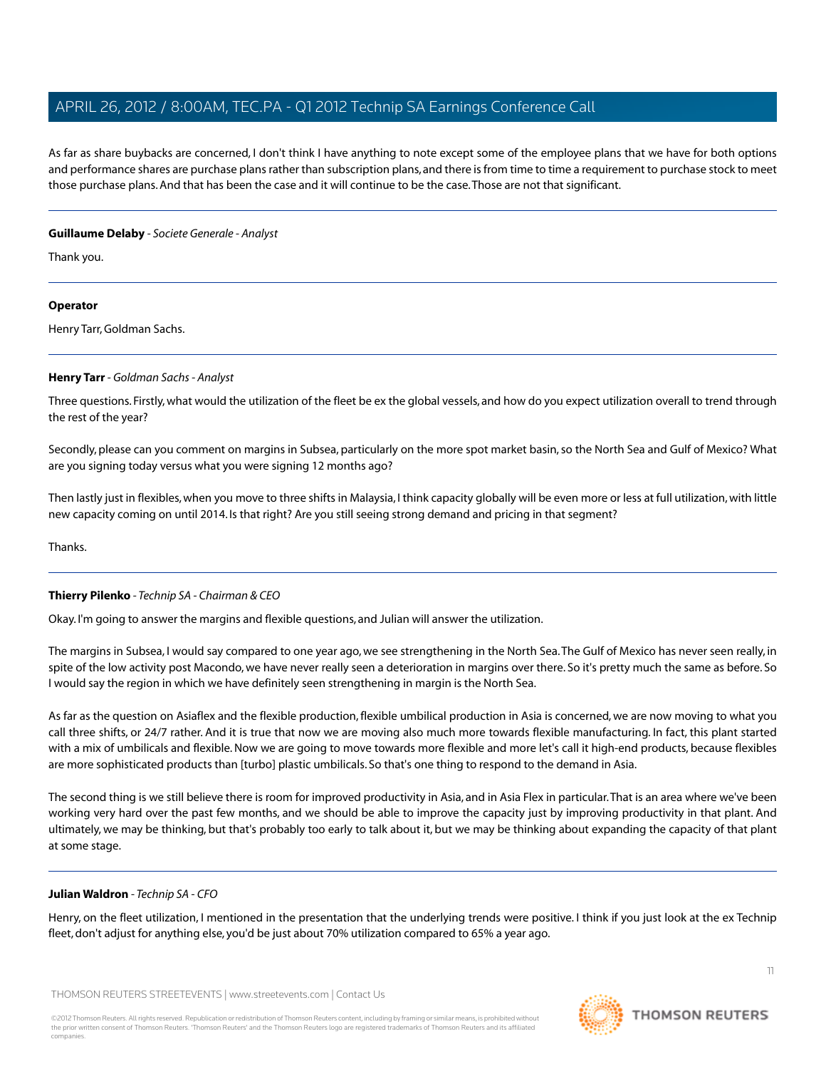As far as share buybacks are concerned, I don't think I have anything to note except some of the employee plans that we have for both options and performance shares are purchase plans rather than subscription plans, and there is from time to time a requirement to purchase stock to meet those purchase plans. And that has been the case and it will continue to be the case. Those are not that significant.

---

**Guillaume Delaby** - *Societe Generale - Analyst*

Thank you.

---

**Operator**

Henry Tarr, Goldman Sachs.

---

**Henry Tarr** - *Goldman Sachs - Analyst*

Three questions. Firstly, what would the utilization of the fleet be ex the global vessels, and how do you expect utilization overall to trend through the rest of the year?

Secondly, please can you comment on margins in Subsea, particularly on the more spot market basin, so the North Sea and Gulf of Mexico? What are you signing today versus what you were signing 12 months ago?

Then lastly just in flexibles, when you move to three shifts in Malaysia, I think capacity globally will be even more or less at full utilization, with little new capacity coming on until 2014. Is that right? Are you still seeing strong demand and pricing in that segment?

Thanks.

---

**Thierry Pilenko** - *Technip SA - Chairman & CEO*

Okay. I'm going to answer the margins and flexible questions, and Julian will answer the utilization.

The margins in Subsea, I would say compared to one year ago, we see strengthening in the North Sea. The Gulf of Mexico has never seen really, in spite of the low activity post Macondo, we have never really seen a deterioration in margins over there. So it's pretty much the same as before. So I would say the region in which we have definitely seen strengthening in margin is the North Sea.

As far as the question on Asiaflex and the flexible production, flexible umbilical production in Asia is concerned, we are now moving to what you call three shifts, or 24/7 rather. And it is true that now we are moving also much more towards flexible manufacturing. In fact, this plant started with a mix of umbilicals and flexible. Now we are going to move towards more flexible and more let's call it high-end products, because flexibles are more sophisticated products than [turbo] plastic umbilicals. So that's one thing to respond to the demand in Asia.

The second thing is we still believe there is room for improved productivity in Asia, and in Asia Flex in particular. That is an area where we've been working very hard over the past few months, and we should be able to improve the capacity just by improving productivity in that plant. And ultimately, we may be thinking, but that's probably too early to talk about it, but we may be thinking about expanding the capacity of that plant at some stage.

---

**Julian Waldron** - *Technip SA - CFO*

Henry, on the fleet utilization, I mentioned in the presentation that the underlying trends were positive. I think if you just look at the ex Technip fleet, don't adjust for anything else, you'd be just about 70% utilization compared to 65% a year ago.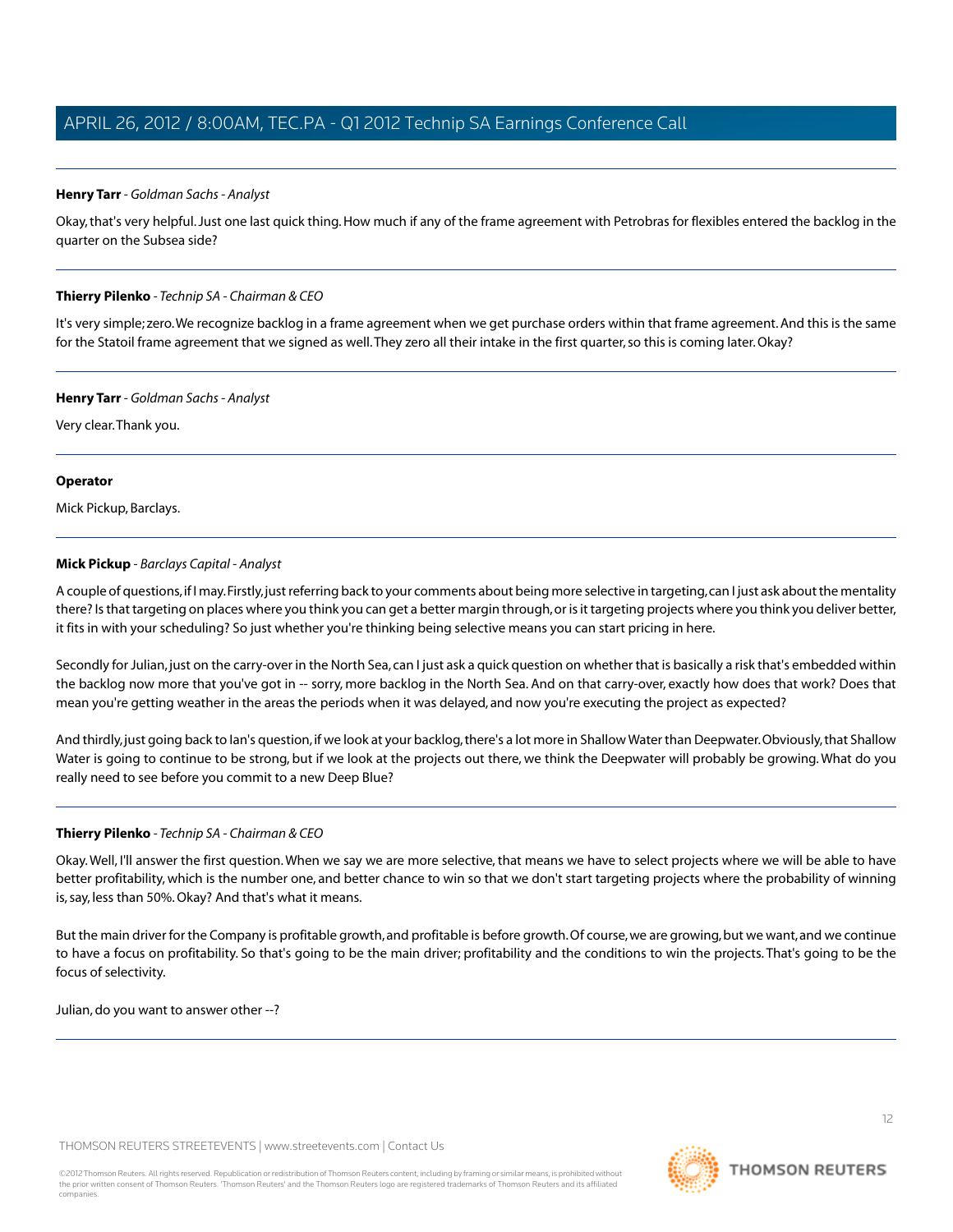**Henry Tarr** - *Goldman Sachs - Analyst*

Okay, that's very helpful. Just one last quick thing. How much if any of the frame agreement with Petrobras for flexibles entered the backlog in the quarter on the Subsea side?

---

**Thierry Pilenko** - *Technip SA - Chairman & CEO*

It's very simple; zero. We recognize backlog in a frame agreement when we get purchase orders within that frame agreement. And this is the same for the Statoil frame agreement that we signed as well. They zero all their intake in the first quarter, so this is coming later. Okay?

---

**Henry Tarr** - *Goldman Sachs - Analyst*

Very clear. Thank you.

---

**Operator**

Mick Pickup, Barclays.

---

**Mick Pickup** - *Barclays Capital - Analyst*

A couple of questions, if I may. Firstly, just referring back to your comments about being more selective in targeting, can I just ask about the mentality there? Is that targeting on places where you think you can get a better margin through, or is it targeting projects where you think you deliver better, it fits in with your scheduling? So just whether you're thinking being selective means you can start pricing in here.

Secondly for Julian, just on the carry-over in the North Sea, can I just ask a quick question on whether that is basically a risk that's embedded within the backlog now more that you've got in -- sorry, more backlog in the North Sea. And on that carry-over, exactly how does that work? Does that mean you're getting weather in the areas the periods when it was delayed, and now you're executing the project as expected?

And thirdly, just going back to Ian's question, if we look at your backlog, there's a lot more in Shallow Water than Deepwater. Obviously, that Shallow Water is going to continue to be strong, but if we look at the projects out there, we think the Deepwater will probably be growing. What do you really need to see before you commit to a new Deep Blue?

---

**Thierry Pilenko** - *Technip SA - Chairman & CEO*

Okay. Well, I'll answer the first question. When we say we are more selective, that means we have to select projects where we will be able to have better profitability, which is the number one, and better chance to win so that we don't start targeting projects where the probability of winning is, say, less than 50%. Okay? And that's what it means.

But the main driver for the Company is profitable growth, and profitable is before growth. Of course, we are growing, but we want, and we continue to have a focus on profitability. So that's going to be the main driver; profitability and the conditions to win the projects. That's going to be the focus of selectivity.

Julian, do you want to answer other --?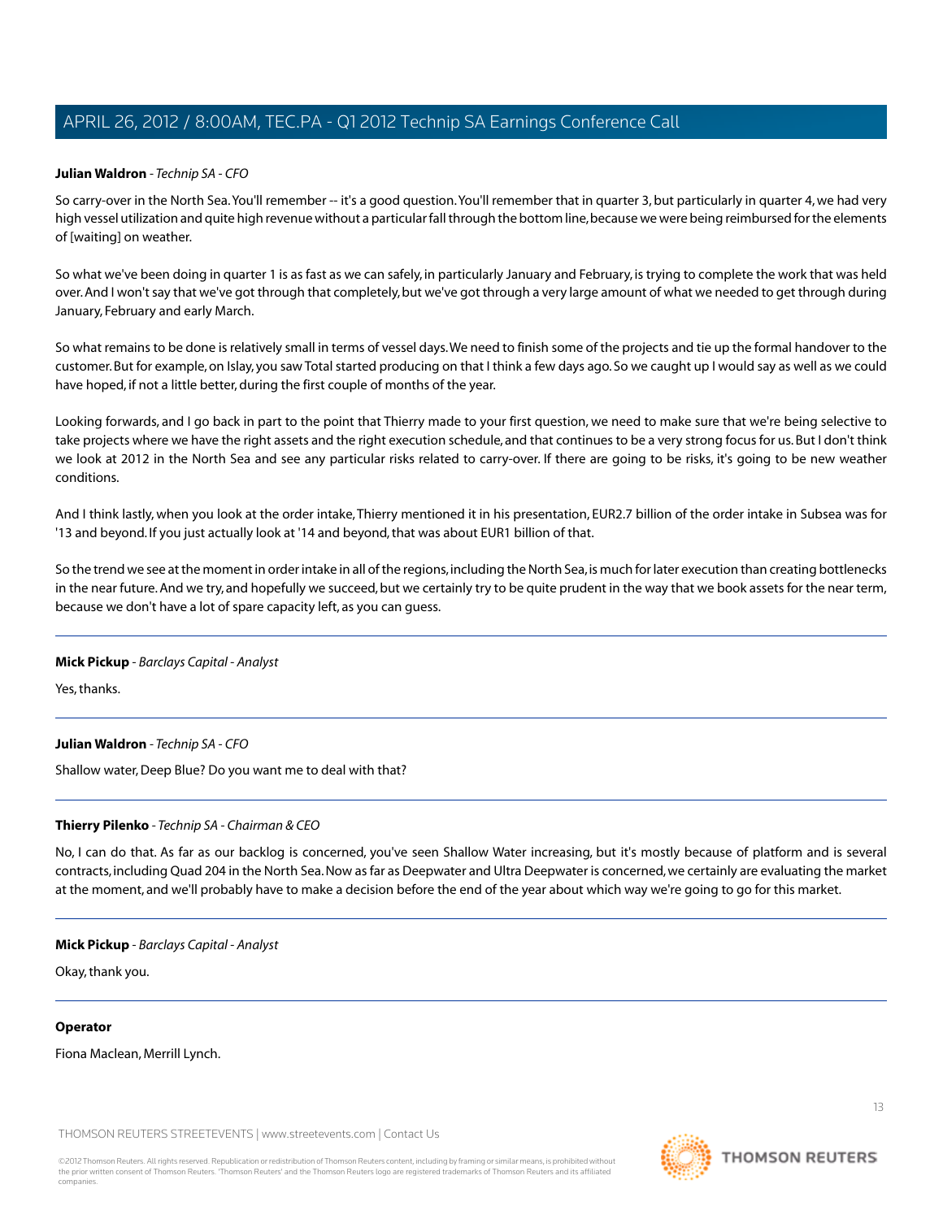**Julian Waldron** - *Technip SA - CFO*

So carry-over in the North Sea. You'll remember -- it's a good question. You'll remember that in quarter 3, but particularly in quarter 4, we had very high vessel utilization and quite high revenue without a particular fall through the bottom line, because we were being reimbursed for the elements of [waiting] on weather.

So what we've been doing in quarter 1 is as fast as we can safely, in particularly January and February, is trying to complete the work that was held over. And I won't say that we've got through that completely, but we've got through a very large amount of what we needed to get through during January, February and early March.

So what remains to be done is relatively small in terms of vessel days. We need to finish some of the projects and tie up the formal handover to the customer. But for example, on Islay, you saw Total started producing on that I think a few days ago. So we caught up I would say as well as we could have hoped, if not a little better, during the first couple of months of the year.

Looking forwards, and I go back in part to the point that Thierry made to your first question, we need to make sure that we're being selective to take projects where we have the right assets and the right execution schedule, and that continues to be a very strong focus for us. But I don't think we look at 2012 in the North Sea and see any particular risks related to carry-over. If there are going to be risks, it's going to be new weather conditions.

And I think lastly, when you look at the order intake, Thierry mentioned it in his presentation, EUR2.7 billion of the order intake in Subsea was for '13 and beyond. If you just actually look at '14 and beyond, that was about EUR1 billion of that.

So the trend we see at the moment in order intake in all of the regions, including the North Sea, is much for later execution than creating bottlenecks in the near future. And we try, and hopefully we succeed, but we certainly try to be quite prudent in the way that we book assets for the near term, because we don't have a lot of spare capacity left, as you can guess.

---

**Mick Pickup** - *Barclays Capital - Analyst*

Yes, thanks.

---

**Julian Waldron** - *Technip SA - CFO*

Shallow water, Deep Blue? Do you want me to deal with that?

---

**Thierry Pilenko** - *Technip SA - Chairman & CEO*

No, I can do that. As far as our backlog is concerned, you've seen Shallow Water increasing, but it's mostly because of platform and is several contracts, including Quad 204 in the North Sea. Now as far as Deepwater and Ultra Deepwater is concerned, we certainly are evaluating the market at the moment, and we'll probably have to make a decision before the end of the year about which way we're going to go for this market.

---

**Mick Pickup** - *Barclays Capital - Analyst*

Okay, thank you.

---

**Operator**

Fiona Maclean, Merrill Lynch.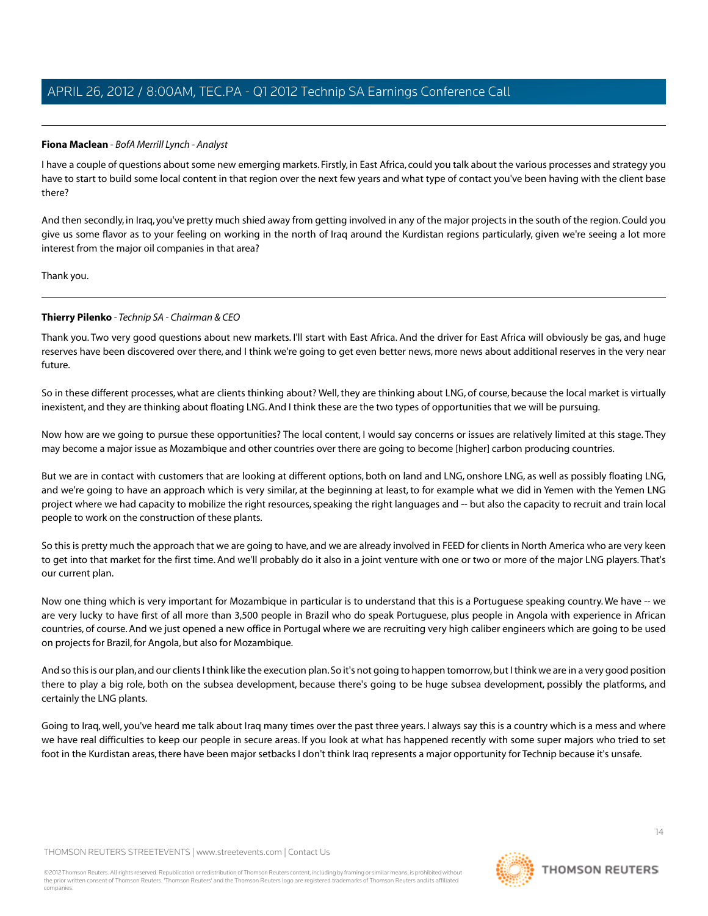**Fiona Maclean** - *BofA Merrill Lynch - Analyst*

I have a couple of questions about some new emerging markets. Firstly, in East Africa, could you talk about the various processes and strategy you have to start to build some local content in that region over the next few years and what type of contact you've been having with the client base there?

And then secondly, in Iraq, you've pretty much shied away from getting involved in any of the major projects in the south of the region. Could you give us some flavor as to your feeling on working in the north of Iraq around the Kurdistan regions particularly, given we're seeing a lot more interest from the major oil companies in that area?

Thank you.

---

**Thierry Pilenko** - *Technip SA - Chairman & CEO*

Thank you. Two very good questions about new markets. I'll start with East Africa. And the driver for East Africa will obviously be gas, and huge reserves have been discovered over there, and I think we're going to get even better news, more news about additional reserves in the very near future.

So in these different processes, what are clients thinking about? Well, they are thinking about LNG, of course, because the local market is virtually inexistent, and they are thinking about floating LNG. And I think these are the two types of opportunities that we will be pursuing.

Now how are we going to pursue these opportunities? The local content, I would say concerns or issues are relatively limited at this stage. They may become a major issue as Mozambique and other countries over there are going to become [higher] carbon producing countries.

But we are in contact with customers that are looking at different options, both on land and LNG, onshore LNG, as well as possibly floating LNG, and we're going to have an approach which is very similar, at the beginning at least, to for example what we did in Yemen with the Yemen LNG project where we had capacity to mobilize the right resources, speaking the right languages and -- but also the capacity to recruit and train local people to work on the construction of these plants.

So this is pretty much the approach that we are going to have, and we are already involved in FEED for clients in North America who are very keen to get into that market for the first time. And we'll probably do it also in a joint venture with one or two or more of the major LNG players. That's our current plan.

Now one thing which is very important for Mozambique in particular is to understand that this is a Portuguese speaking country. We have -- we are very lucky to have first of all more than 3,500 people in Brazil who do speak Portuguese, plus people in Angola with experience in African countries, of course. And we just opened a new office in Portugal where we are recruiting very high caliber engineers which are going to be used on projects for Brazil, for Angola, but also for Mozambique.

And so this is our plan, and our clients I think like the execution plan. So it's not going to happen tomorrow, but I think we are in a very good position there to play a big role, both on the subsea development, because there's going to be huge subsea development, possibly the platforms, and certainly the LNG plants.

Going to Iraq, well, you've heard me talk about Iraq many times over the past three years. I always say this is a country which is a mess and where we have real difficulties to keep our people in secure areas. If you look at what has happened recently with some super majors who tried to set foot in the Kurdistan areas, there have been major setbacks I don't think Iraq represents a major opportunity for Technip because it's unsafe.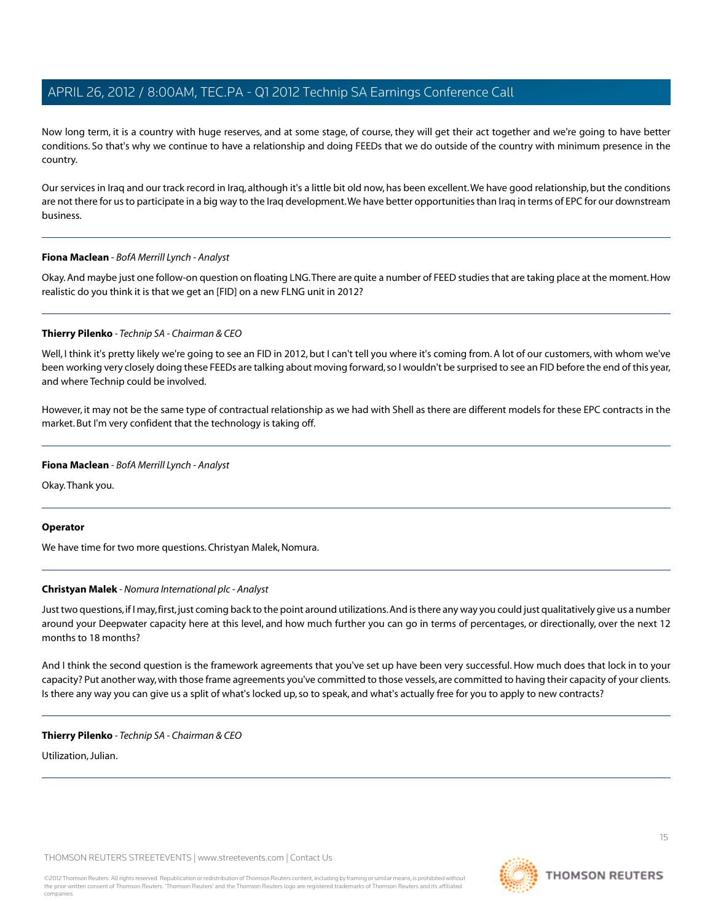Now long term, it is a country with huge reserves, and at some stage, of course, they will get their act together and we're going to have better conditions. So that's why we continue to have a relationship and doing FEEDs that we do outside of the country with minimum presence in the country.

Our services in Iraq and our track record in Iraq, although it's a little bit old now, has been excellent. We have good relationship, but the conditions are not there for us to participate in a big way to the Iraq development. We have better opportunities than Iraq in terms of EPC for our downstream business.

---

**Fiona Maclean** - *BofA Merrill Lynch - Analyst*

Okay. And maybe just one follow-on question on floating LNG. There are quite a number of FEED studies that are taking place at the moment. How realistic do you think it is that we get an [FID] on a new FLNG unit in 2012?

---

**Thierry Pilenko** - *Technip SA - Chairman & CEO*

Well, I think it's pretty likely we're going to see an FID in 2012, but I can't tell you where it's coming from. A lot of our customers, with whom we've been working very closely doing these FEEDs are talking about moving forward, so I wouldn't be surprised to see an FID before the end of this year, and where Technip could be involved.

However, it may not be the same type of contractual relationship as we had with Shell as there are different models for these EPC contracts in the market. But I'm very confident that the technology is taking off.

---

**Fiona Maclean** - *BofA Merrill Lynch - Analyst*

Okay. Thank you.

---

**Operator**

We have time for two more questions. Christyan Malek, Nomura.

---

**Christyan Malek** - *Nomura International plc - Analyst*

Just two questions, if I may, first, just coming back to the point around utilizations. And is there any way you could just qualitatively give us a number around your Deepwater capacity here at this level, and how much further you can go in terms of percentages, or directionally, over the next 12 months to 18 months?

And I think the second question is the framework agreements that you've set up have been very successful. How much does that lock in to your capacity? Put another way, with those frame agreements you've committed to those vessels, are committed to having their capacity of your clients. Is there any way you can give us a split of what's locked up, so to speak, and what's actually free for you to apply to new contracts?

---

**Thierry Pilenko** - *Technip SA - Chairman & CEO*

Utilization, Julian.

---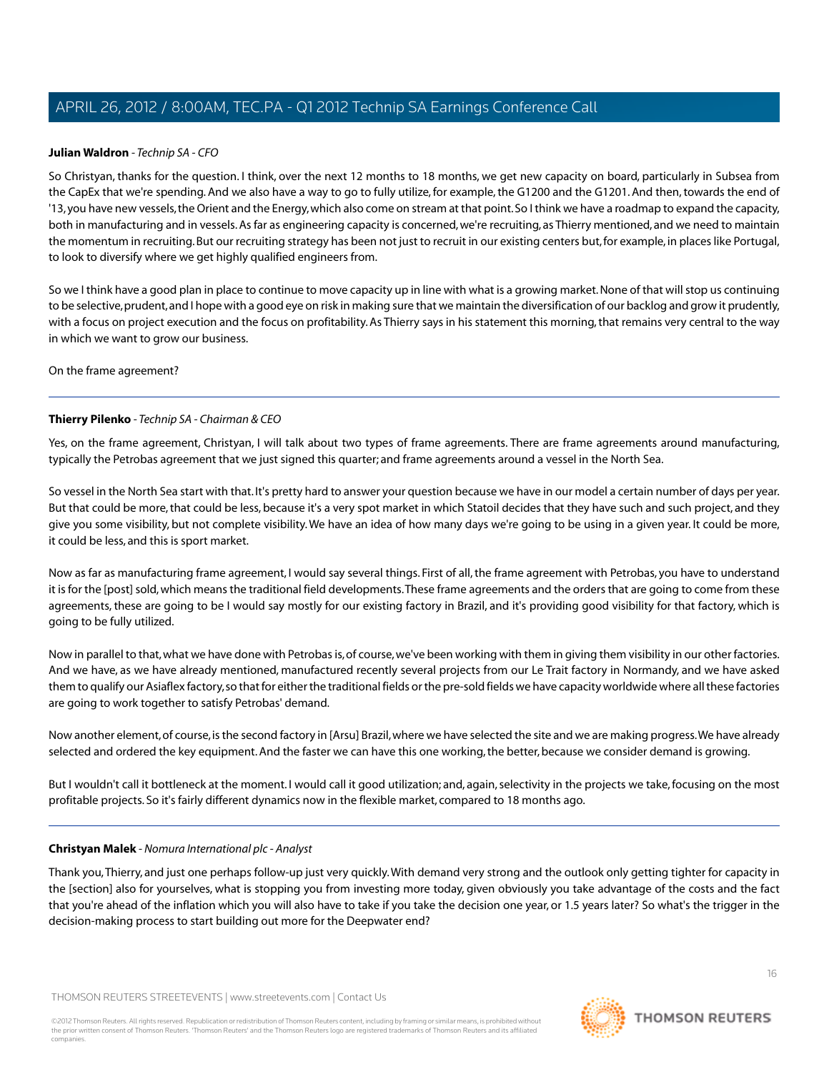**Julian Waldron** - *Technip SA - CFO*

So Christyan, thanks for the question. I think, over the next 12 months to 18 months, we get new capacity on board, particularly in Subsea from the CapEx that we're spending. And we also have a way to go to fully utilize, for example, the G1200 and the G1201. And then, towards the end of '13, you have new vessels, the Orient and the Energy, which also come on stream at that point. So I think we have a roadmap to expand the capacity, both in manufacturing and in vessels. As far as engineering capacity is concerned, we're recruiting, as Thierry mentioned, and we need to maintain the momentum in recruiting. But our recruiting strategy has been not just to recruit in our existing centers but, for example, in places like Portugal, to look to diversify where we get highly qualified engineers from.

So we I think have a good plan in place to continue to move capacity up in line with what is a growing market. None of that will stop us continuing to be selective, prudent, and I hope with a good eye on risk in making sure that we maintain the diversification of our backlog and grow it prudently, with a focus on project execution and the focus on profitability. As Thierry says in his statement this morning, that remains very central to the way in which we want to grow our business.

On the frame agreement?

---

**Thierry Pilenko** - *Technip SA - Chairman & CEO*

Yes, on the frame agreement, Christyan, I will talk about two types of frame agreements. There are frame agreements around manufacturing, typically the Petrobas agreement that we just signed this quarter; and frame agreements around a vessel in the North Sea.

So vessel in the North Sea start with that. It's pretty hard to answer your question because we have in our model a certain number of days per year. But that could be more, that could be less, because it's a very spot market in which Statoil decides that they have such and such project, and they give you some visibility, but not complete visibility. We have an idea of how many days we're going to be using in a given year. It could be more, it could be less, and this is sport market.

Now as far as manufacturing frame agreement, I would say several things. First of all, the frame agreement with Petrobas, you have to understand it is for the [post] sold, which means the traditional field developments. These frame agreements and the orders that are going to come from these agreements, these are going to be I would say mostly for our existing factory in Brazil, and it's providing good visibility for that factory, which is going to be fully utilized.

Now in parallel to that, what we have done with Petrobas is, of course, we've been working with them in giving them visibility in our other factories. And we have, as we have already mentioned, manufactured recently several projects from our Le Trait factory in Normandy, and we have asked them to qualify our Asiaflex factory, so that for either the traditional fields or the pre-sold fields we have capacity worldwide where all these factories are going to work together to satisfy Petrobas' demand.

Now another element, of course, is the second factory in [Arsu] Brazil, where we have selected the site and we are making progress. We have already selected and ordered the key equipment. And the faster we can have this one working, the better, because we consider demand is growing.

But I wouldn't call it bottleneck at the moment. I would call it good utilization; and, again, selectivity in the projects we take, focusing on the most profitable projects. So it's fairly different dynamics now in the flexible market, compared to 18 months ago.

---

**Christyan Malek** - *Nomura International plc - Analyst*

Thank you, Thierry, and just one perhaps follow-up just very quickly. With demand very strong and the outlook only getting tighter for capacity in the [section] also for yourselves, what is stopping you from investing more today, given obviously you take advantage of the costs and the fact that you're ahead of the inflation which you will also have to take if you take the decision one year, or 1.5 years later? So what's the trigger in the decision-making process to start building out more for the Deepwater end?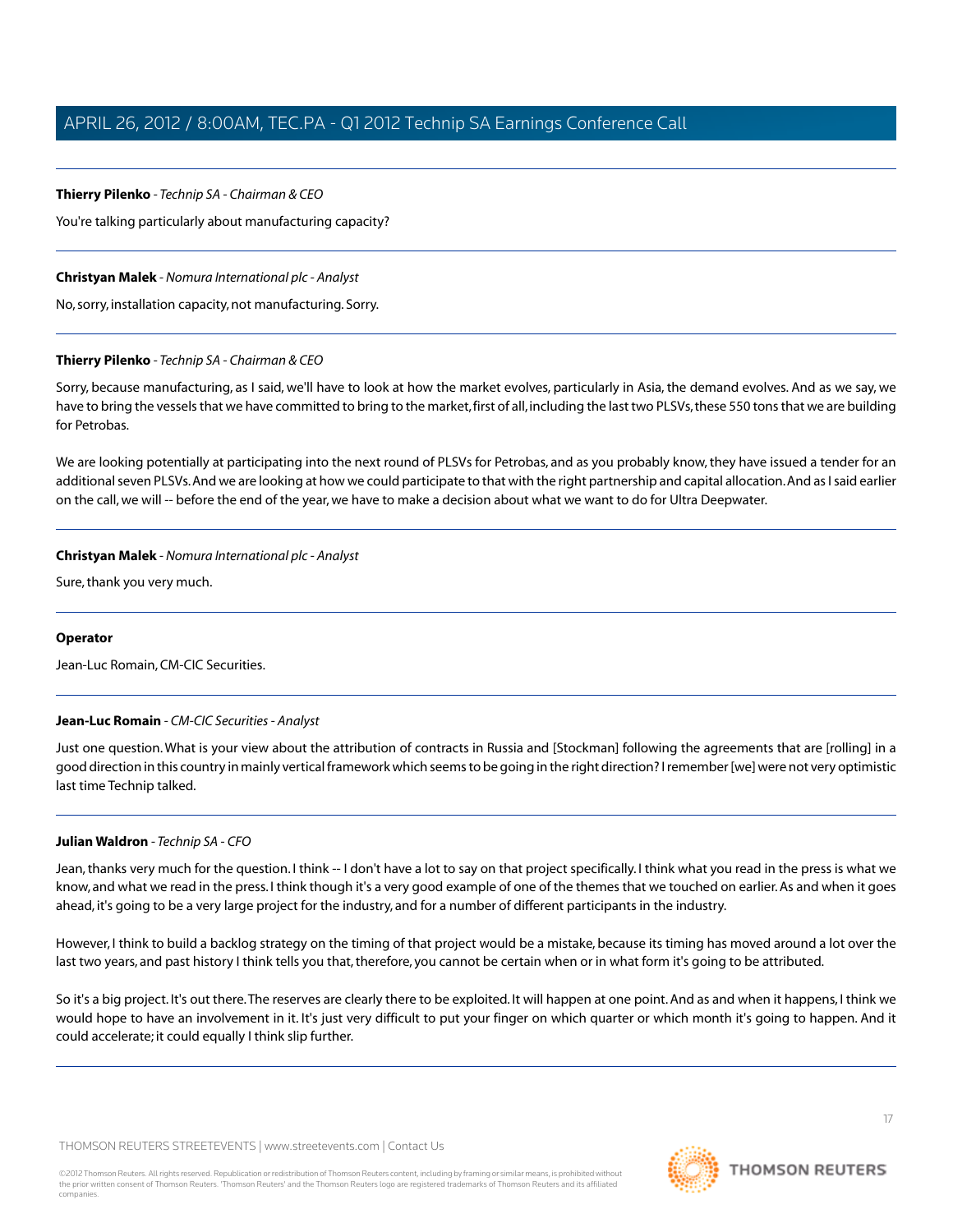**Thierry Pilenko** - *Technip SA - Chairman & CEO*

You're talking particularly about manufacturing capacity?

---

**Christyan Malek** - *Nomura International plc - Analyst*

No, sorry, installation capacity, not manufacturing. Sorry.

---

**Thierry Pilenko** - *Technip SA - Chairman & CEO*

Sorry, because manufacturing, as I said, we'll have to look at how the market evolves, particularly in Asia, the demand evolves. And as we say, we have to bring the vessels that we have committed to bring to the market, first of all, including the last two PLSVs, these 550 tons that we are building for Petrobas.

We are looking potentially at participating into the next round of PLSVs for Petrobas, and as you probably know, they have issued a tender for an additional seven PLSVs. And we are looking at how we could participate to that with the right partnership and capital allocation. And as I said earlier on the call, we will -- before the end of the year, we have to make a decision about what we want to do for Ultra Deepwater.

---

**Christyan Malek** - *Nomura International plc - Analyst*

Sure, thank you very much.

---

**Operator**

Jean-Luc Romain, CM-CIC Securities.

---

**Jean-Luc Romain** - *CM-CIC Securities - Analyst*

Just one question. What is your view about the attribution of contracts in Russia and [Stockman] following the agreements that are [rolling] in a good direction in this country in mainly vertical framework which seems to be going in the right direction? I remember [we] were not very optimistic last time Technip talked.

---

**Julian Waldron** - *Technip SA - CFO*

Jean, thanks very much for the question. I think -- I don't have a lot to say on that project specifically. I think what you read in the press is what we know, and what we read in the press. I think though it's a very good example of one of the themes that we touched on earlier. As and when it goes ahead, it's going to be a very large project for the industry, and for a number of different participants in the industry.

However, I think to build a backlog strategy on the timing of that project would be a mistake, because its timing has moved around a lot over the last two years, and past history I think tells you that, therefore, you cannot be certain when or in what form it's going to be attributed.

So it's a big project. It's out there. The reserves are clearly there to be exploited. It will happen at one point. And as and when it happens, I think we would hope to have an involvement in it. It's just very difficult to put your finger on which quarter or which month it's going to happen. And it could accelerate; it could equally I think slip further.

---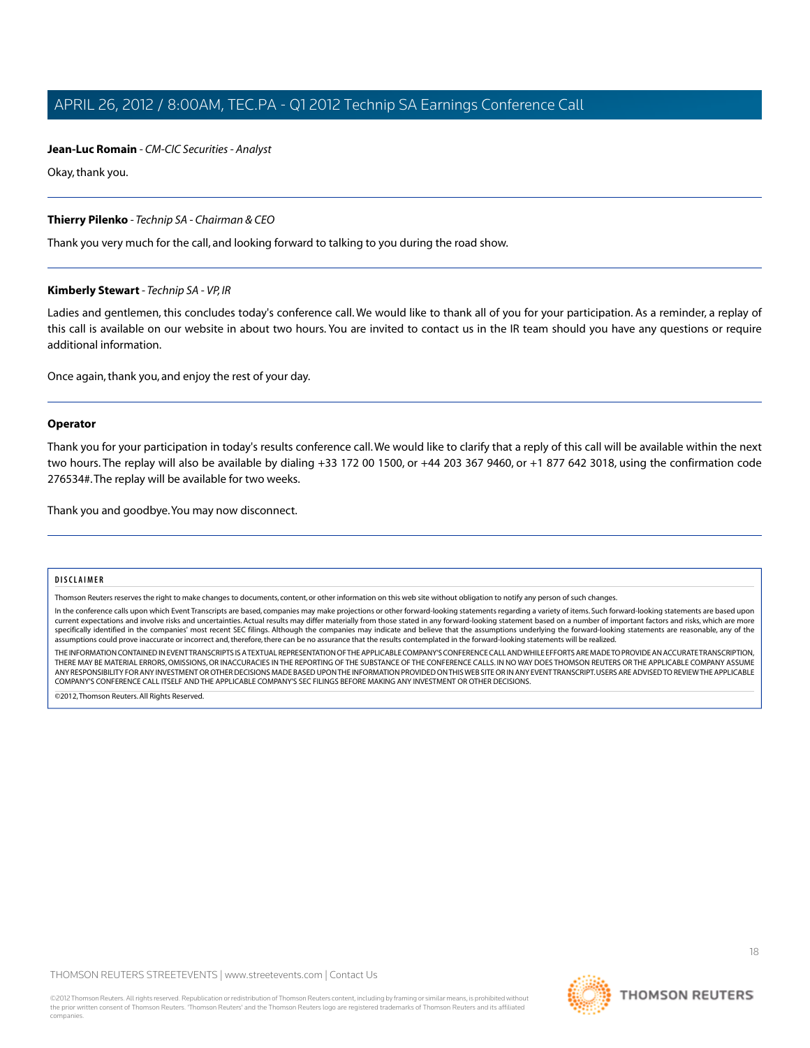**Jean-Luc Romain** - *CM-CIC Securities - Analyst*

Okay, thank you.

---

**Thierry Pilenko** - *Technip SA - Chairman & CEO*

Thank you very much for the call, and looking forward to talking to you during the road show.

---

**Kimberly Stewart** - *Technip SA - VP, IR*

Ladies and gentlemen, this concludes today's conference call. We would like to thank all of you for your participation. As a reminder, a replay of this call is available on our website in about two hours. You are invited to contact us in the IR team should you have any questions or require additional information.

Once again, thank you, and enjoy the rest of your day.

---

**Operator**

Thank you for your participation in today's results conference call. We would like to clarify that a reply of this call will be available within the next two hours. The replay will also be available by dialing +33 172 00 1500, or +44 203 367 9460, or +1 877 642 3018, using the confirmation code 276534#. The replay will be available for two weeks.

Thank you and goodbye. You may now disconnect.

---

**DISCLAIMER**

Thomson Reuters reserves the right to make changes to documents, content, or other information on this web site without obligation to notify any person of such changes.

In the conference calls upon which Event Transcripts are based, companies may make projections or other forward-looking statements regarding a variety of items. Such forward-looking statements are based upon current expectations and involve risks and uncertainties. Actual results may differ materially from those stated in any forward-looking statement based on a number of important factors and risks, which are more specifically identified in the companies' most recent SEC filings. Although the companies may indicate and believe that the assumptions underlying the forward-looking statements are reasonable, any of the assumptions could prove inaccurate or incorrect and, therefore, there can be no assurance that the results contemplated in the forward-looking statements will be realized.

THE INFORMATION CONTAINED IN EVENT TRANSCRIPTS IS A TEXTUAL REPRESENTATION OF THE APPLICABLE COMPANY'S CONFERENCE CALL AND WHILE EFFORTS ARE MADE TO PROVIDE AN ACCURATE TRANSCRIPTION, THERE MAY BE MATERIAL ERRORS, OMISSIONS, OR INACCURACIES IN THE REPORTING OF THE SUBSTANCE OF THE CONFERENCE CALLS. IN NO WAY DOES THOMSON REUTERS OR THE APPLICABLE COMPANY ASSUME ANY RESPONSIBILITY FOR ANY INVESTMENT OR OTHER DECISIONS MADE BASED UPON THE INFORMATION PROVIDED ON THIS WEB SITE OR IN ANY EVENT TRANSCRIPT. USERS ARE ADVISED TO REVIEW THE APPLICABLE COMPANY'S CONFERENCE CALL ITSELF AND THE APPLICABLE COMPANY'S SEC FILINGS BEFORE MAKING ANY INVESTMENT OR OTHER DECISIONS.

©2012, Thomson Reuters. All Rights Reserved.